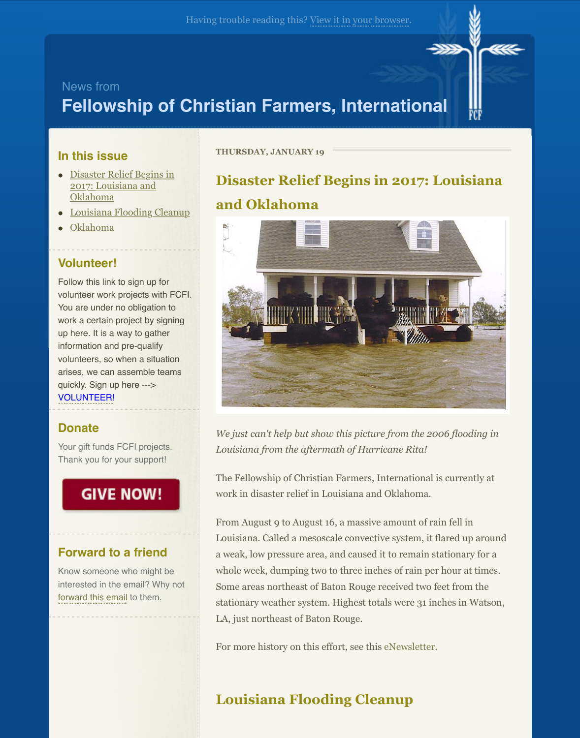Having trouble reading this? View it in your browser.

News from

# Fellowship of Christian Farmers, International

THURSDAY, JANUARY 19

## Disaster Relief Begins in 2017: Louisiana and Oklahoma

*We just can't help but show this picture from the 2006 flooding in Louisiana from the aftermath of Hurricane Rita!*

The Fellowship of Christian Farmers, International is currently at work in disaster relief in Louisiana and Oklahoma.

From August 9 to August 16, a massive amount of rain fell in Louisiana. Called a mesoscale convective system, it flared up around a weak, low pressure area, and caused it to remain stationary for a whole week, dumping two to three inches of rain per hour at times. Some areas northeast of Baton Rouge received two feet from the stationary weather system. Highest totals were 31 inches in Watson, LA, just northeast of Baton Rouge.

For more history on this effort, see this eNewsletter.

## Louisiana Flooding Cleanup

### In this issue

- Disaster Relief Begins in 2017: Louisiana and Oklahoma
- Louisiana Flooding Cleanup
- Oklahoma

### Volunteer!

Follow this link to sign up for volunteer work projects with FCFI. You are under no obligation to work a certain project by signing up here. It is a way to gather information and pre-qualify volunteers, so when a situation arises, we can assemble teams quickly. Sign up here ---> VOLUNTEER!

### Donate

Your gift funds FCFI projects. Thank you for your support!

GIVE NOW!

### Forward to a friend

Know someone who might be interested in the email? Why not forward this email to them.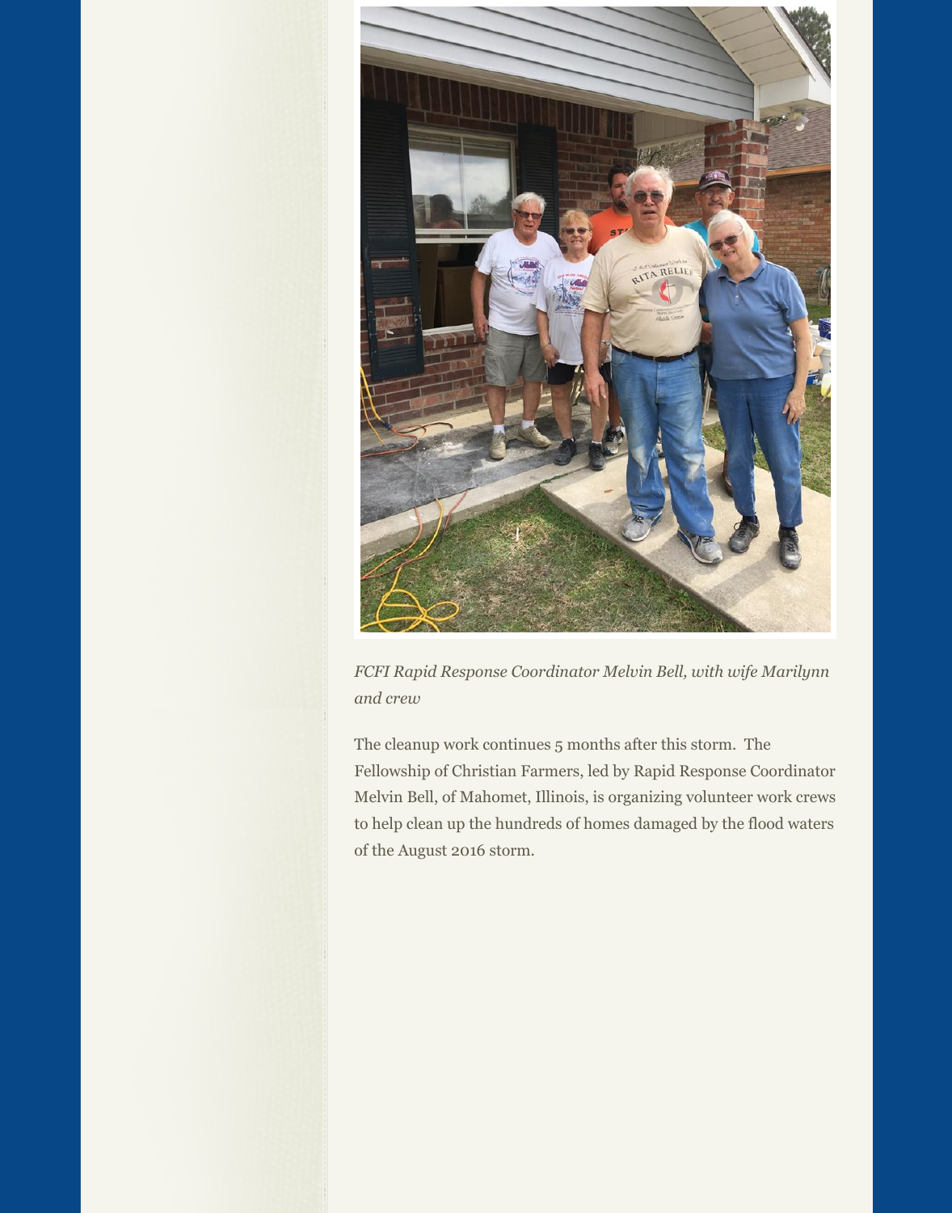*FCFI Rapid Response Coordinator Melvin Bell, with wife Marilynn and crew*

The cleanup work continues 5 months after this storm.  The Fellowship of Christian Farmers, led by Rapid Response Coordinator Melvin Bell, of Mahomet, Illinois, is organizing volunteer work crews to help clean up the hundreds of homes damaged by the flood waters of the August 2016 storm.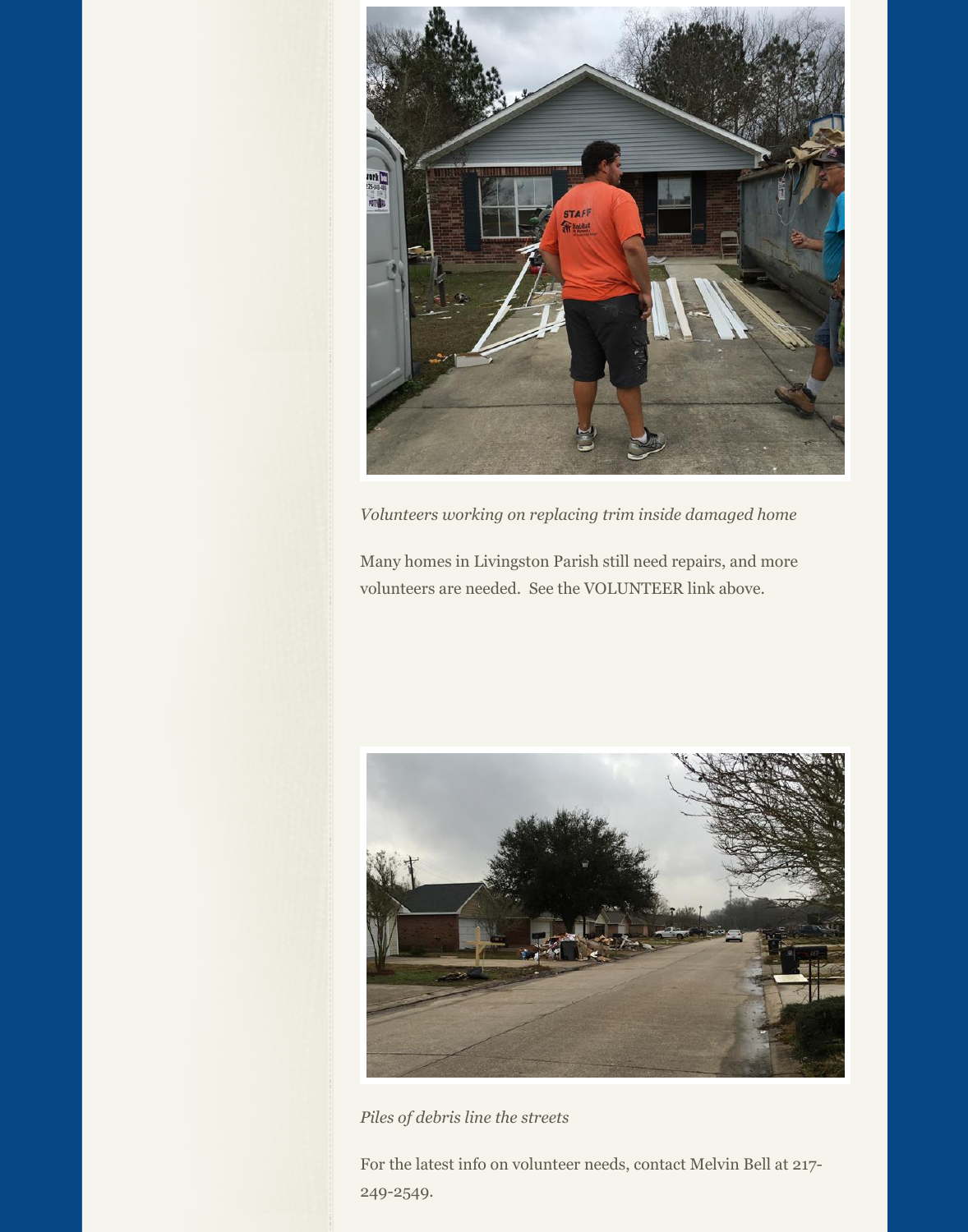*Volunteers working on replacing trim inside damaged home*

Many homes in Livingston Parish still need repairs, and more volunteers are needed. See the VOLUNTEER link above.

*Piles of debris line the streets*

For the latest info on volunteer needs, contact Melvin Bell at 217-249-2549.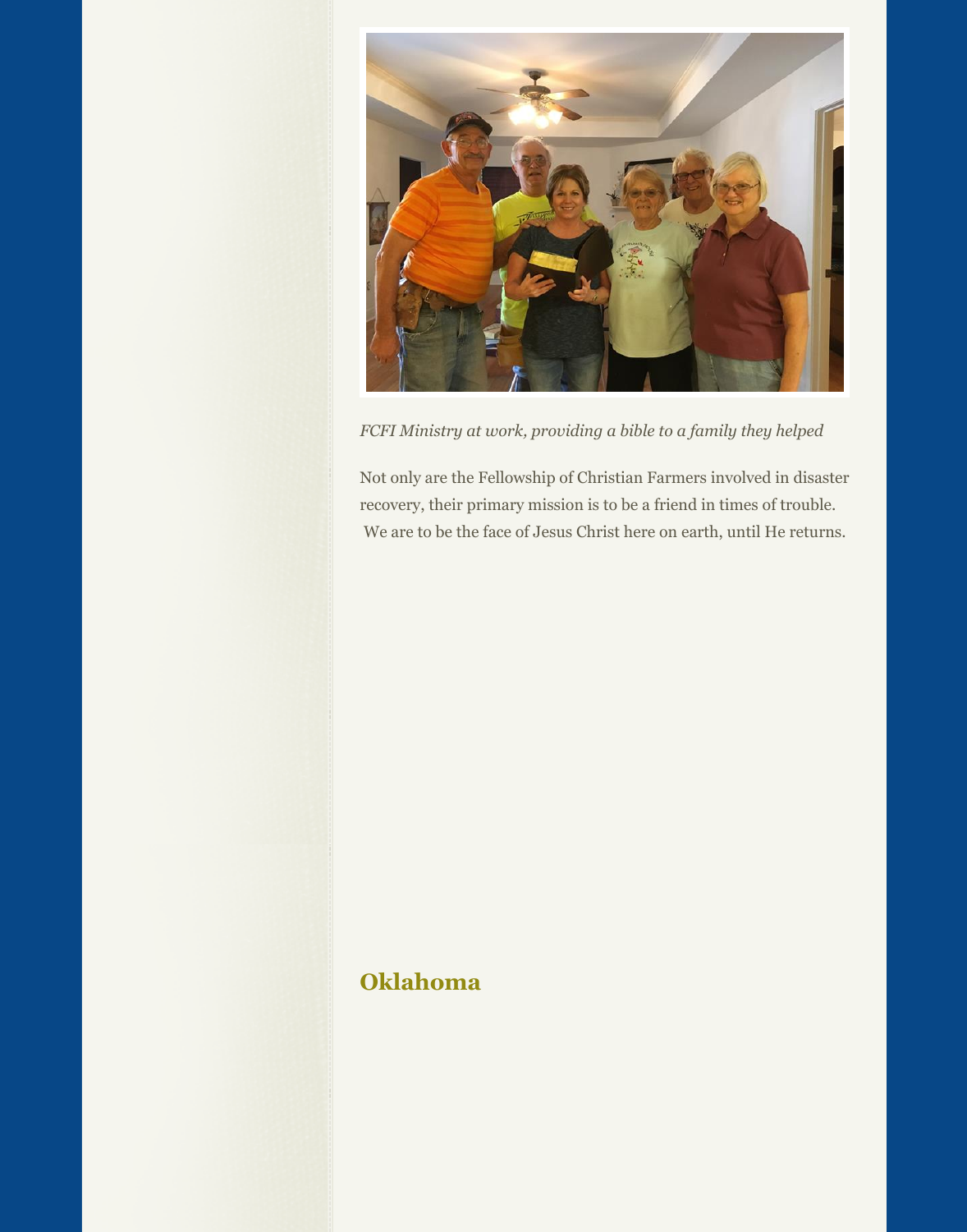*FCFI Ministry at work, providing a bible to a family they helped*

Not only are the Fellowship of Christian Farmers involved in disaster recovery, their primary mission is to be a friend in times of trouble. We are to be the face of Jesus Christ here on earth, until He returns.

## Oklahoma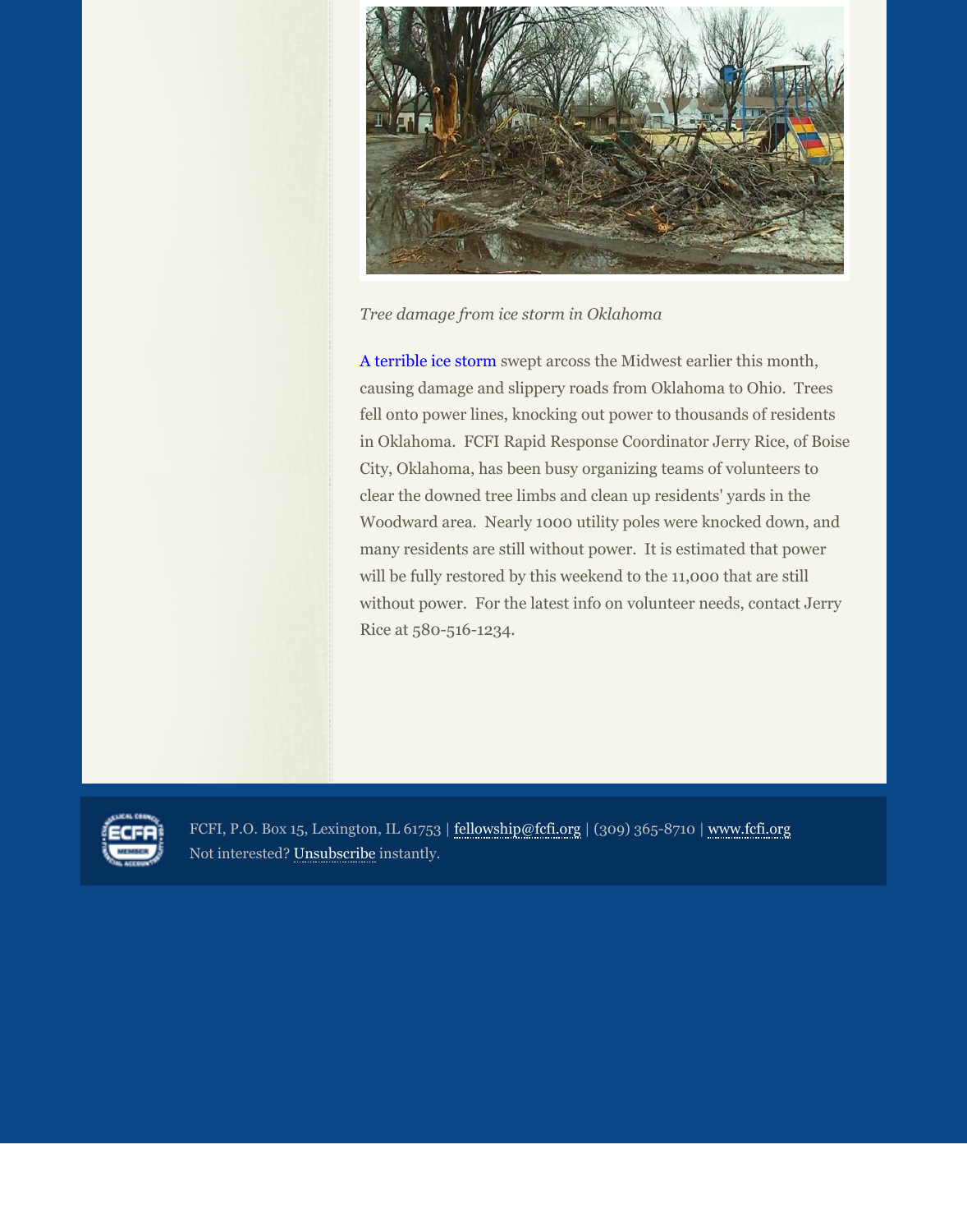*Tree damage from ice storm in Oklahoma*

A terrible ice storm swept arcoss the Midwest earlier this month, causing damage and slippery roads from Oklahoma to Ohio. Trees fell onto power lines, knocking out power to thousands of residents in Oklahoma. FCFI Rapid Response Coordinator Jerry Rice, of Boise City, Oklahoma, has been busy organizing teams of volunteers to clear the downed tree limbs and clean up residents' yards in the Woodward area. Nearly 1000 utility poles were knocked down, and many residents are still without power. It is estimated that power will be fully restored by this weekend to the 11,000 that are still without power. For the latest info on volunteer needs, contact Jerry Rice at 580-516-1234.

FCFI, P.O. Box 15, Lexington, IL 61753 | fellowship@fcfi.org | (309) 365-8710 | www.fcfi.org
Not interested? Unsubscribe instantly.